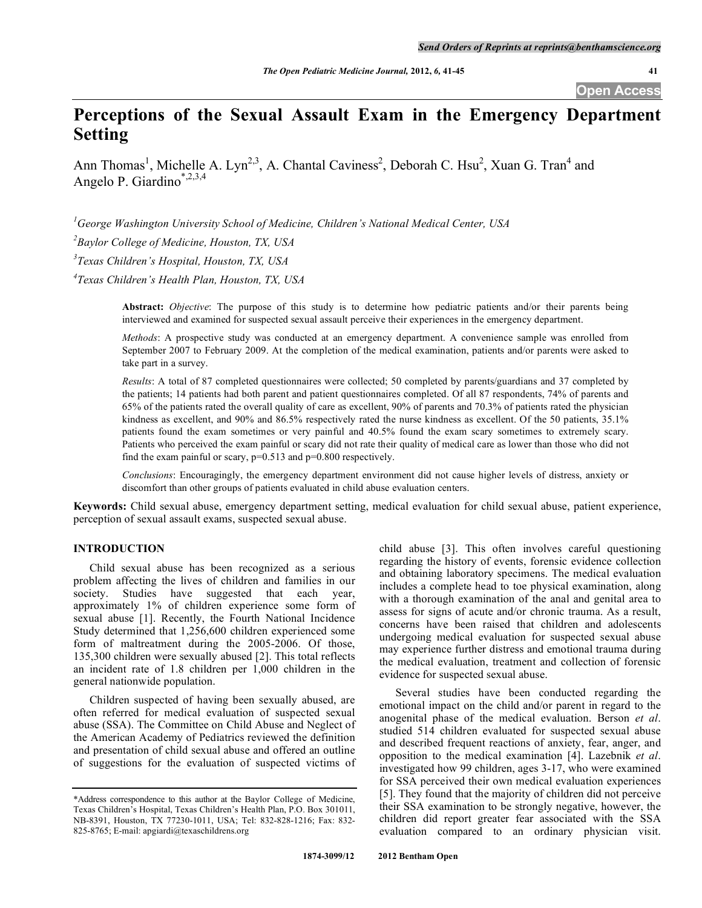# Perceptions of the Sexual Assault Exam in the Emergency Department Setting

Ann Thomas[1], Michelle A. Lyn[2,3], A. Chantal Caviness[2], Deborah C. Hsu[2], Xuan G. Tran[4] and Angelo P. Giardino[*,2,3,4]

[1]George Washington University School of Medicine, Children's National Medical Center, USA

[2]Baylor College of Medicine, Houston, TX, USA

[3]Texas Children's Hospital, Houston, TX, USA

[4]Texas Children's Health Plan, Houston, TX, USA

**Abstract:** *Objective*: The purpose of this study is to determine how pediatric patients and/or their parents being interviewed and examined for suspected sexual assault perceive their experiences in the emergency department.

*Methods*: A prospective study was conducted at an emergency department. A convenience sample was enrolled from September 2007 to February 2009. At the completion of the medical examination, patients and/or parents were asked to take part in a survey.

*Results*: A total of 87 completed questionnaires were collected; 50 completed by parents/guardians and 37 completed by the patients; 14 patients had both parent and patient questionnaires completed. Of all 87 respondents, 74% of parents and 65% of the patients rated the overall quality of care as excellent, 90% of parents and 70.3% of patients rated the physician kindness as excellent, and 90% and 86.5% respectively rated the nurse kindness as excellent. Of the 50 patients, 35.1% patients found the exam sometimes or very painful and 40.5% found the exam scary sometimes to extremely scary. Patients who perceived the exam painful or scary did not rate their quality of medical care as lower than those who did not find the exam painful or scary, $p=0.513$ and $p=0.800$ respectively.

*Conclusions*: Encouragingly, the emergency department environment did not cause higher levels of distress, anxiety or discomfort than other groups of patients evaluated in child abuse evaluation centers.

**Keywords:** Child sexual abuse, emergency department setting, medical evaluation for child sexual abuse, patient experience, perception of sexual assault exams, suspected sexual abuse.

## INTRODUCTION

Child sexual abuse has been recognized as a serious problem affecting the lives of children and families in our society. Studies have suggested that each year, approximately 1% of children experience some form of sexual abuse [1]. Recently, the Fourth National Incidence Study determined that 1,256,600 children experienced some form of maltreatment during the 2005-2006. Of those, 135,300 children were sexually abused [2]. This total reflects an incident rate of 1.8 children per 1,000 children in the general nationwide population.

Children suspected of having been sexually abused, are often referred for medical evaluation of suspected sexual abuse (SSA). The Committee on Child Abuse and Neglect of the American Academy of Pediatrics reviewed the definition and presentation of child sexual abuse and offered an outline of suggestions for the evaluation of suspected victims of child abuse [3]. This often involves careful questioning regarding the history of events, forensic evidence collection and obtaining laboratory specimens. The medical evaluation includes a complete head to toe physical examination, along with a thorough examination of the anal and genital area to assess for signs of acute and/or chronic trauma. As a result, concerns have been raised that children and adolescents undergoing medical evaluation for suspected sexual abuse may experience further distress and emotional trauma during the medical evaluation, treatment and collection of forensic evidence for suspected sexual abuse.

Several studies have been conducted regarding the emotional impact on the child and/or parent in regard to the anogenital phase of the medical evaluation. Berson *et al*. studied 514 children evaluated for suspected sexual abuse and described frequent reactions of anxiety, fear, anger, and opposition to the medical examination [4]. Lazebnik *et al*. investigated how 99 children, ages 3-17, who were examined for SSA perceived their own medical evaluation experiences [5]. They found that the majority of children did not perceive their SSA examination to be strongly negative, however, the children did report greater fear associated with the SSA evaluation compared to an ordinary physician visit.

*Address correspondence to this author at the Baylor College of Medicine, Texas Children's Hospital, Texas Children's Health Plan, P.O. Box 301011, NB-8391, Houston, TX 77230-1011, USA; Tel: 832-828-1216; Fax: 832-825-8765; E-mail: apgiardi@texaschildrens.org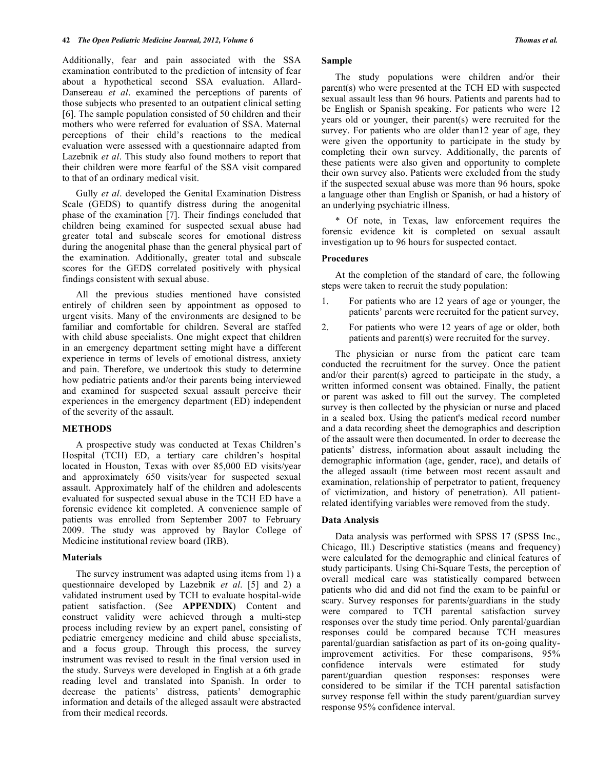Additionally, fear and pain associated with the SSA examination contributed to the prediction of intensity of fear about a hypothetical second SSA evaluation. Allard-Dansereau *et al*. examined the perceptions of parents of those subjects who presented to an outpatient clinical setting [6]. The sample population consisted of 50 children and their mothers who were referred for evaluation of SSA. Maternal perceptions of their child's reactions to the medical evaluation were assessed with a questionnaire adapted from Lazebnik *et al*. This study also found mothers to report that their children were more fearful of the SSA visit compared to that of an ordinary medical visit.

Gully *et al*. developed the Genital Examination Distress Scale (GEDS) to quantify distress during the anogenital phase of the examination [7]. Their findings concluded that children being examined for suspected sexual abuse had greater total and subscale scores for emotional distress during the anogenital phase than the general physical part of the examination. Additionally, greater total and subscale scores for the GEDS correlated positively with physical findings consistent with sexual abuse.

All the previous studies mentioned have consisted entirely of children seen by appointment as opposed to urgent visits. Many of the environments are designed to be familiar and comfortable for children. Several are staffed with child abuse specialists. One might expect that children in an emergency department setting might have a different experience in terms of levels of emotional distress, anxiety and pain. Therefore, we undertook this study to determine how pediatric patients and/or their parents being interviewed and examined for suspected sexual assault perceive their experiences in the emergency department (ED) independent of the severity of the assault.

## METHODS

A prospective study was conducted at Texas Children's Hospital (TCH) ED, a tertiary care children's hospital located in Houston, Texas with over 85,000 ED visits/year and approximately 650 visits/year for suspected sexual assault. Approximately half of the children and adolescents evaluated for suspected sexual abuse in the TCH ED have a forensic evidence kit completed. A convenience sample of patients was enrolled from September 2007 to February 2009. The study was approved by Baylor College of Medicine institutional review board (IRB).

### Materials

The survey instrument was adapted using items from 1) a questionnaire developed by Lazebnik *et al*. [5] and 2) a validated instrument used by TCH to evaluate hospital-wide patient satisfaction. (See **APPENDIX**) Content and construct validity were achieved through a multi-step process including review by an expert panel, consisting of pediatric emergency medicine and child abuse specialists, and a focus group. Through this process, the survey instrument was revised to result in the final version used in the study. Surveys were developed in English at a 6th grade reading level and translated into Spanish. In order to decrease the patients' distress, patients' demographic information and details of the alleged assault were abstracted from their medical records.

### Sample

The study populations were children and/or their parent(s) who were presented at the TCH ED with suspected sexual assault less than 96 hours. Patients and parents had to be English or Spanish speaking. For patients who were 12 years old or younger, their parent(s) were recruited for the survey. For patients who are older than12 year of age, they were given the opportunity to participate in the study by completing their own survey. Additionally, the parents of these patients were also given and opportunity to complete their own survey also. Patients were excluded from the study if the suspected sexual abuse was more than 96 hours, spoke a language other than English or Spanish, or had a history of an underlying psychiatric illness.

* Of note, in Texas, law enforcement requires the forensic evidence kit is completed on sexual assault investigation up to 96 hours for suspected contact.

### Procedures

At the completion of the standard of care, the following steps were taken to recruit the study population:

1. For patients who are 12 years of age or younger, the patients' parents were recruited for the patient survey,
2. For patients who were 12 years of age or older, both patients and parent(s) were recruited for the survey.

The physician or nurse from the patient care team conducted the recruitment for the survey. Once the patient and/or their parent(s) agreed to participate in the study, a written informed consent was obtained. Finally, the patient or parent was asked to fill out the survey. The completed survey is then collected by the physician or nurse and placed in a sealed box. Using the patient's medical record number and a data recording sheet the demographics and description of the assault were then documented. In order to decrease the patients' distress, information about assault including the demographic information (age, gender, race), and details of the alleged assault (time between most recent assault and examination, relationship of perpetrator to patient, frequency of victimization, and history of penetration). All patient-related identifying variables were removed from the study.

### Data Analysis

Data analysis was performed with SPSS 17 (SPSS Inc., Chicago, Ill.) Descriptive statistics (means and frequency) were calculated for the demographic and clinical features of study participants. Using Chi-Square Tests, the perception of overall medical care was statistically compared between patients who did and did not find the exam to be painful or scary. Survey responses for parents/guardians in the study were compared to TCH parental satisfaction survey responses over the study time period. Only parental/guardian responses could be compared because TCH measures parental/guardian satisfaction as part of its on-going quality-improvement activities. For these comparisons, 95% confidence intervals were estimated for study parent/guardian question responses: responses were considered to be similar if the TCH parental satisfaction survey response fell within the study parent/guardian survey response 95% confidence interval.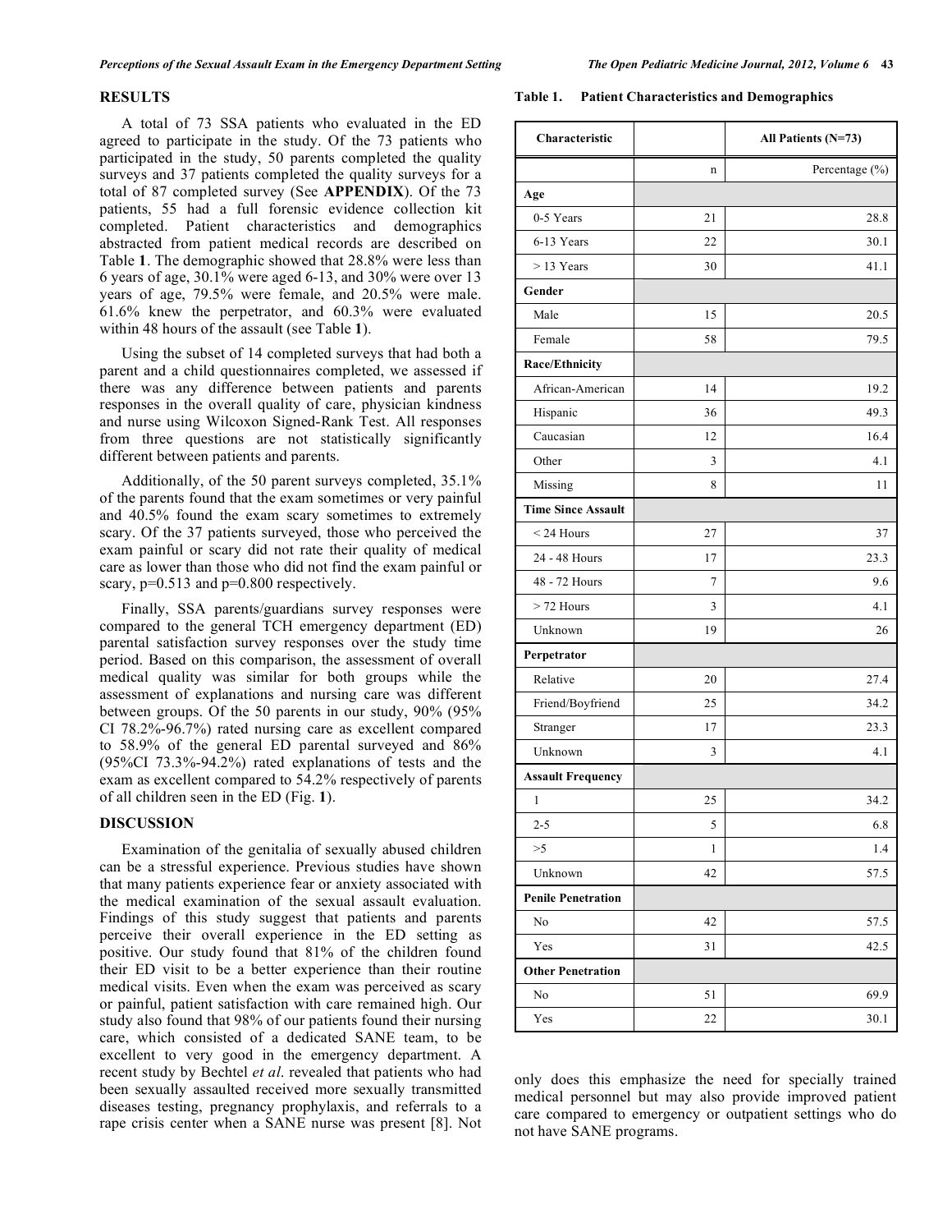## RESULTS

A total of 73 SSA patients who evaluated in the ED agreed to participate in the study. Of the 73 patients who participated in the study, 50 parents completed the quality surveys and 37 patients completed the quality surveys for a total of 87 completed survey (See **APPENDIX**). Of the 73 patients, 55 had a full forensic evidence collection kit completed. Patient characteristics and demographics abstracted from patient medical records are described on Table **1**. The demographic showed that 28.8% were less than 6 years of age, 30.1% were aged 6-13, and 30% were over 13 years of age, 79.5% were female, and 20.5% were male. 61.6% knew the perpetrator, and 60.3% were evaluated within 48 hours of the assault (see Table **1**).

Using the subset of 14 completed surveys that had both a parent and a child questionnaires completed, we assessed if there was any difference between patients and parents responses in the overall quality of care, physician kindness and nurse using Wilcoxon Signed-Rank Test. All responses from three questions are not statistically significantly different between patients and parents.

Additionally, of the 50 parent surveys completed, 35.1% of the parents found that the exam sometimes or very painful and 40.5% found the exam scary sometimes to extremely scary. Of the 37 patients surveyed, those who perceived the exam painful or scary did not rate their quality of medical care as lower than those who did not find the exam painful or scary, $p=0.513$ and $p=0.800$ respectively.

Finally, SSA parents/guardians survey responses were compared to the general TCH emergency department (ED) parental satisfaction survey responses over the study time period. Based on this comparison, the assessment of overall medical quality was similar for both groups while the assessment of explanations and nursing care was different between groups. Of the 50 parents in our study, 90% (95% CI 78.2%-96.7%) rated nursing care as excellent compared to 58.9% of the general ED parental surveyed and 86% (95%CI 73.3%-94.2%) rated explanations of tests and the exam as excellent compared to 54.2% respectively of parents of all children seen in the ED (Fig. **1**).

**Table 1. Patient Characteristics and Demographics**

| Characteristic | | All Patients (N=73) |
|---|---|---|
| | n | Percentage (%) |
| **Age** | | |
| 0-5 Years | 21 | 28.8 |
| 6-13 Years | 22 | 30.1 |
| > 13 Years | 30 | 41.1 |
| **Gender** | | |
| Male | 15 | 20.5 |
| Female | 58 | 79.5 |
| **Race/Ethnicity** | | |
| African-American | 14 | 19.2 |
| Hispanic | 36 | 49.3 |
| Caucasian | 12 | 16.4 |
| Other | 3 | 4.1 |
| Missing | 8 | 11 |
| **Time Since Assault** | | |
| < 24 Hours | 27 | 37 |
| 24 - 48 Hours | 17 | 23.3 |
| 48 - 72 Hours | 7 | 9.6 |
| > 72 Hours | 3 | 4.1 |
| Unknown | 19 | 26 |
| **Perpetrator** | | |
| Relative | 20 | 27.4 |
| Friend/Boyfriend | 25 | 34.2 |
| Stranger | 17 | 23.3 |
| Unknown | 3 | 4.1 |
| **Assault Frequency** | | |
| 1 | 25 | 34.2 |
| 2-5 | 5 | 6.8 |
| >5 | 1 | 1.4 |
| Unknown | 42 | 57.5 |
| **Penile Penetration** | | |
| No | 42 | 57.5 |
| Yes | 31 | 42.5 |
| **Other Penetration** | | |
| No | 51 | 69.9 |
| Yes | 22 | 30.1 |

## DISCUSSION

Examination of the genitalia of sexually abused children can be a stressful experience. Previous studies have shown that many patients experience fear or anxiety associated with the medical examination of the sexual assault evaluation. Findings of this study suggest that patients and parents perceive their overall experience in the ED setting as positive. Our study found that 81% of the children found their ED visit to be a better experience than their routine medical visits. Even when the exam was perceived as scary or painful, patient satisfaction with care remained high. Our study also found that 98% of our patients found their nursing care, which consisted of a dedicated SANE team, to be excellent to very good in the emergency department. A recent study by Bechtel *et al*. revealed that patients who had been sexually assaulted received more sexually transmitted diseases testing, pregnancy prophylaxis, and referrals to a rape crisis center when a SANE nurse was present [8]. Not only does this emphasize the need for specially trained medical personnel but may also provide improved patient care compared to emergency or outpatient settings who do not have SANE programs.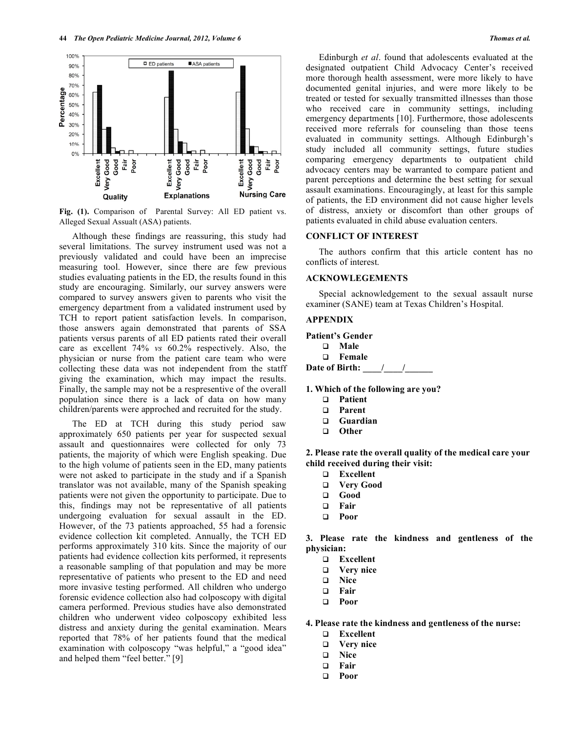Fig. (1). Comparison of Parental Survey: All ED patient vs. Alleged Sexual Assault (ASA) patients.

Although these findings are reassuring, this study had several limitations. The survey instrument used was not a previously validated and could have been an imprecise measuring tool. However, since there are few previous studies evaluating patients in the ED, the results found in this study are encouraging. Similarly, our survey answers were compared to survey answers given to parents who visit the emergency department from a validated instrument used by TCH to report patient satisfaction levels. In comparison, those answers again demonstrated that parents of SSA patients versus parents of all ED patients rated their overall care as excellent 74% *vs* 60.2% respectively. Also, the physician or nurse from the patient care team who were collecting these data was not independent from the statff giving the examination, which may impact the results. Finally, the sample may not be a respresentive of the overall population since there is a lack of data on how many children/parents were approched and recruited for the study.

The ED at TCH during this study period saw approximately 650 patients per year for suspected sexual assault and questionnaires were collected for only 73 patients, the majority of which were English speaking. Due to the high volume of patients seen in the ED, many patients were not asked to participate in the study and if a Spanish translator was not available, many of the Spanish speaking patients were not given the opportunity to participate. Due to this, findings may not be representative of all patients undergoing evaluation for sexual assault in the ED. However, of the 73 patients approached, 55 had a forensic evidence collection kit completed. Annually, the TCH ED performs approximately 310 kits. Since the majority of our patients had evidence collection kits performed, it represents a reasonable sampling of that population and may be more representative of patients who present to the ED and need more invasive testing performed. All children who undergo forensic evidence collection also had colposcopy with digital camera performed. Previous studies have also demonstrated children who underwent video colposcopy exhibited less distress and anxiety during the genital examination. Mears reported that 78% of her patients found that the medical examination with colposcopy "was helpful," a "good idea" and helped them "feel better." [9]

Edinburgh *et al*. found that adolescents evaluated at the designated outpatient Child Advocacy Center's received more thorough health assessment, were more likely to have documented genital injuries, and were more likely to be treated or tested for sexually transmitted illnesses than those who received care in community settings, including emergency departments [10]. Furthermore, those adolescents received more referrals for counseling than those teens evaluated in community settings. Although Edinburgh's study included all community settings, future studies comparing emergency departments to outpatient child advocacy centers may be warranted to compare patient and parent perceptions and determine the best setting for sexual assault examinations. Encouragingly, at least for this sample of patients, the ED environment did not cause higher levels of distress, anxiety or discomfort than other groups of patients evaluated in child abuse evaluation centers.

## CONFLICT OF INTEREST

The authors confirm that this article content has no conflicts of interest.

## ACKNOWLEGEMENTS

Special acknowledgement to the sexual assault nurse examiner (SANE) team at Texas Children's Hospital.

## APPENDIX

**Patient's Gender**

- ❑ **Male**
- ❑ **Female**

**Date of Birth: ____/____/______**

**1. Which of the following are you?**

- ❑ **Patient**
- ❑ **Parent**
- ❑ **Guardian**
- ❑ **Other**

**2. Please rate the overall quality of the medical care your child received during their visit:**

- ❑ **Excellent**
- ❑ **Very Good**
- ❑ **Good**
- ❑ **Fair**
- ❑ **Poor**

**3. Please rate the kindness and gentleness of the physician:**

- ❑ **Excellent**
- ❑ **Very nice**
- ❑ **Nice**
- ❑ **Fair**
- ❑ **Poor**

**4. Please rate the kindness and gentleness of the nurse:**

- ❑ **Excellent**
- ❑ **Very nice**
- ❑ **Nice**
- ❑ **Fair**
- ❑ **Poor**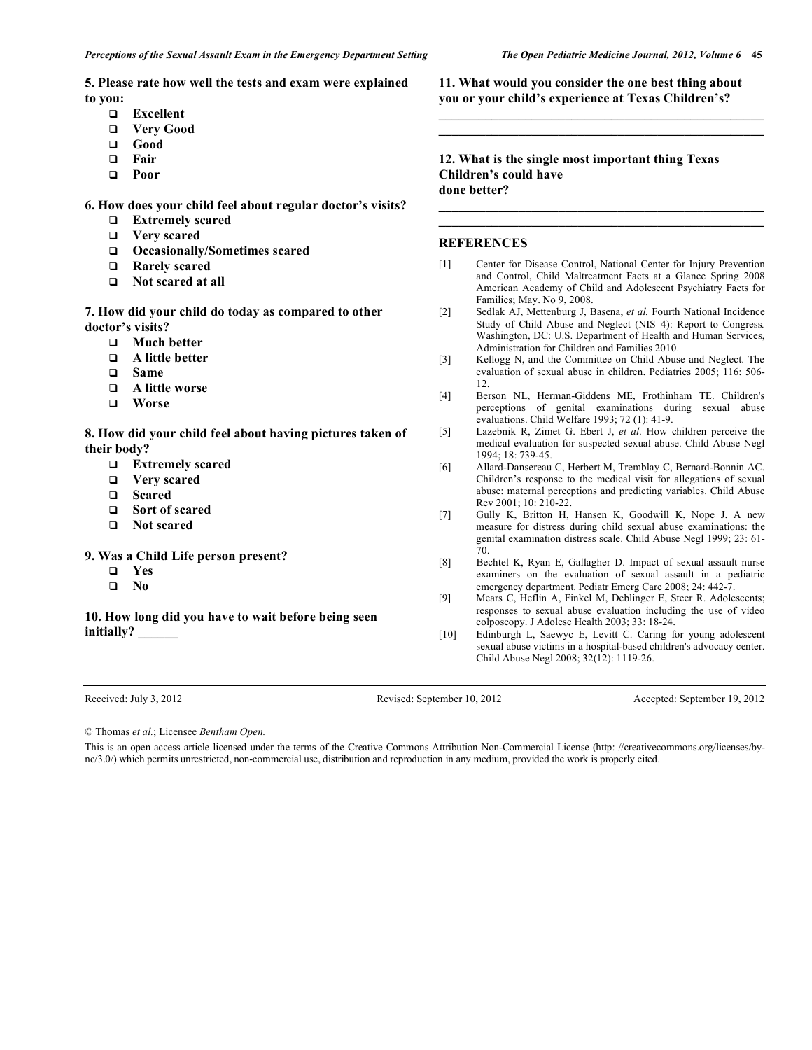**5. Please rate how well the tests and exam were explained to you:**

- ❑ **Excellent**
- ❑ **Very Good**
- ❑ **Good**
- ❑ **Fair**
- ❑ **Poor**

**6. How does your child feel about regular doctor's visits?**

- ❑ **Extremely scared**
- ❑ **Very scared**
- ❑ **Occasionally/Sometimes scared**
- ❑ **Rarely scared**
- ❑ **Not scared at all**

**7. How did your child do today as compared to other doctor's visits?**

- ❑ **Much better**
- ❑ **A little better**
- ❑ **Same**
- ❑ **A little worse**
- ❑ **Worse**

**8. How did your child feel about having pictures taken of their body?**

- ❑ **Extremely scared**
- ❑ **Very scared**
- ❑ **Scared**
- ❑ **Sort of scared**
- ❑ **Not scared**

**9. Was a Child Life person present?**

- ❑ **Yes**
- ❑ **No**

**10. How long did you have to wait before being seen initially? ______**

**11. What would you consider the one best thing about you or your child's experience at Texas Children's?**

______________________________________________________

______________________________________________________

**12. What is the single most important thing Texas Children's could have done better?**

______________________________________________________

______________________________________________________

## REFERENCES

[1] Center for Disease Control, National Center for Injury Prevention and Control, Child Maltreatment Facts at a Glance Spring 2008 American Academy of Child and Adolescent Psychiatry Facts for Families; May. No 9, 2008.

[2] Sedlak AJ, Mettenburg J, Basena, *et al.* Fourth National Incidence Study of Child Abuse and Neglect (NIS–4): Report to Congress. Washington, DC: U.S. Department of Health and Human Services, Administration for Children and Families 2010.

[3] Kellogg N, and the Committee on Child Abuse and Neglect. The evaluation of sexual abuse in children. Pediatrics 2005; 116: 506-12.

[4] Berson NL, Herman-Giddens ME, Frothinham TE. Children's perceptions of genital examinations during sexual abuse evaluations. Child Welfare 1993; 72 (1): 41-9.

[5] Lazebnik R, Zimet G. Ebert J, *et al*. How children perceive the medical evaluation for suspected sexual abuse. Child Abuse Negl 1994; 18: 739-45.

[6] Allard-Dansereau C, Herbert M, Tremblay C, Bernard-Bonnin AC. Children's response to the medical visit for allegations of sexual abuse: maternal perceptions and predicting variables. Child Abuse Rev 2001; 10: 210-22.

[7] Gully K, Britton H, Hansen K, Goodwill K, Nope J. A new measure for distress during child sexual abuse examinations: the genital examination distress scale. Child Abuse Negl 1999; 23: 61-70.

[8] Bechtel K, Ryan E, Gallagher D. Impact of sexual assault nurse examiners on the evaluation of sexual assault in a pediatric emergency department. Pediatr Emerg Care 2008; 24: 442-7.

[9] Mears C, Heflin A, Finkel M, Deblinger E, Steer R. Adolescents; responses to sexual abuse evaluation including the use of video colposcopy. J Adolesc Health 2003; 33: 18-24.

[10] Edinburgh L, Saewyc E, Levitt C. Caring for young adolescent sexual abuse victims in a hospital-based children's advocacy center. Child Abuse Negl 2008; 32(12): 1119-26.

---

Received: July 3, 2012 Revised: September 10, 2012 Accepted: September 19, 2012

© Thomas *et al.*; Licensee *Bentham Open.*

This is an open access article licensed under the terms of the Creative Commons Attribution Non-Commercial License (http: //creativecommons.org/licenses/by-nc/3.0/) which permits unrestricted, non-commercial use, distribution and reproduction in any medium, provided the work is properly cited.